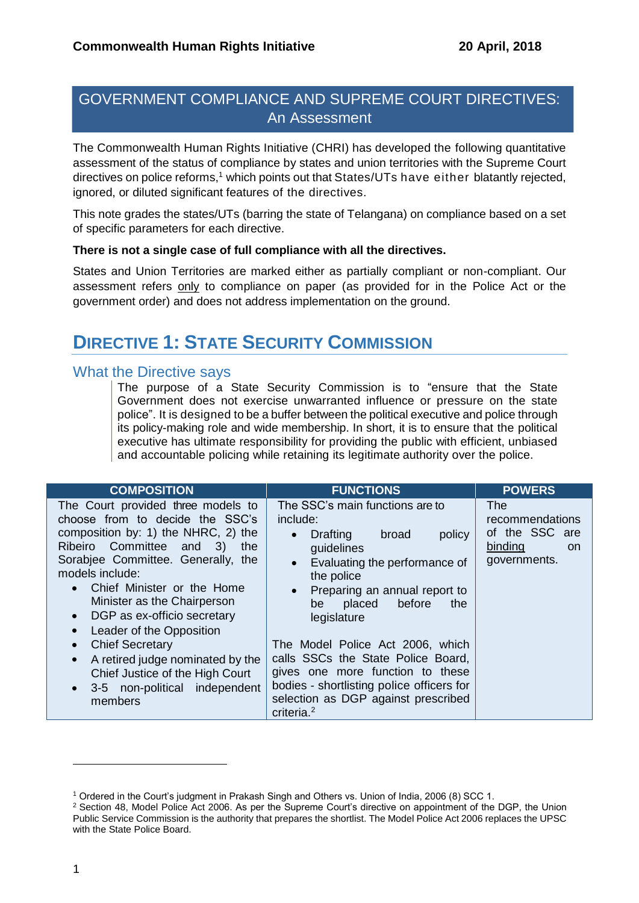**Commonwealth Human Rights Initiative** **20 April, 2018**

# GOVERNMENT COMPLIANCE AND SUPREME COURT DIRECTIVES: An Assessment

The Commonwealth Human Rights Initiative (CHRI) has developed the following quantitative assessment of the status of compliance by states and union territories with the Supreme Court directives on police reforms,[1] which points out that States/UTs have either blatantly rejected, ignored, or diluted significant features of the directives.

This note grades the states/UTs (barring the state of Telangana) on compliance based on a set of specific parameters for each directive.

**There is not a single case of full compliance with all the directives.**

States and Union Territories are marked either as partially compliant or non-compliant. Our assessment refers only to compliance on paper (as provided for in the Police Act or the government order) and does not address implementation on the ground.

## DIRECTIVE 1: STATE SECURITY COMMISSION

### What the Directive says

> The purpose of a State Security Commission is to "ensure that the State Government does not exercise unwarranted influence or pressure on the state police". It is designed to be a buffer between the political executive and police through its policy-making role and wide membership. In short, it is to ensure that the political executive has ultimate responsibility for providing the public with efficient, unbiased and accountable policing while retaining its legitimate authority over the police.

| COMPOSITION | FUNCTIONS | POWERS |
|---|---|---|
| The Court provided three models to choose from to decide the SSC's composition by: 1) the NHRC, 2) the Ribeiro Committee and 3) the Sorabjee Committee. Generally, the models include:<br>• Chief Minister or the Home Minister as the Chairperson<br>• DGP as ex-officio secretary<br>• Leader of the Opposition<br>• Chief Secretary<br>• A retired judge nominated by the Chief Justice of the High Court<br>• 3-5 non-political independent members | The SSC's main functions are to include:<br>• Drafting broad policy guidelines<br>• Evaluating the performance of the police<br>• Preparing an annual report to be placed before the legislature<br><br>The Model Police Act 2006, which calls SSCs the State Police Board, gives one more function to these bodies - shortlisting police officers for selection as DGP against prescribed criteria.[2] | The recommendations of the SSC are binding on governments. |

---

[1] Ordered in the Court's judgment in Prakash Singh and Others vs. Union of India, 2006 (8) SCC 1.

[2] Section 48, Model Police Act 2006. As per the Supreme Court's directive on appointment of the DGP, the Union Public Service Commission is the authority that prepares the shortlist. The Model Police Act 2006 replaces the UPSC with the State Police Board.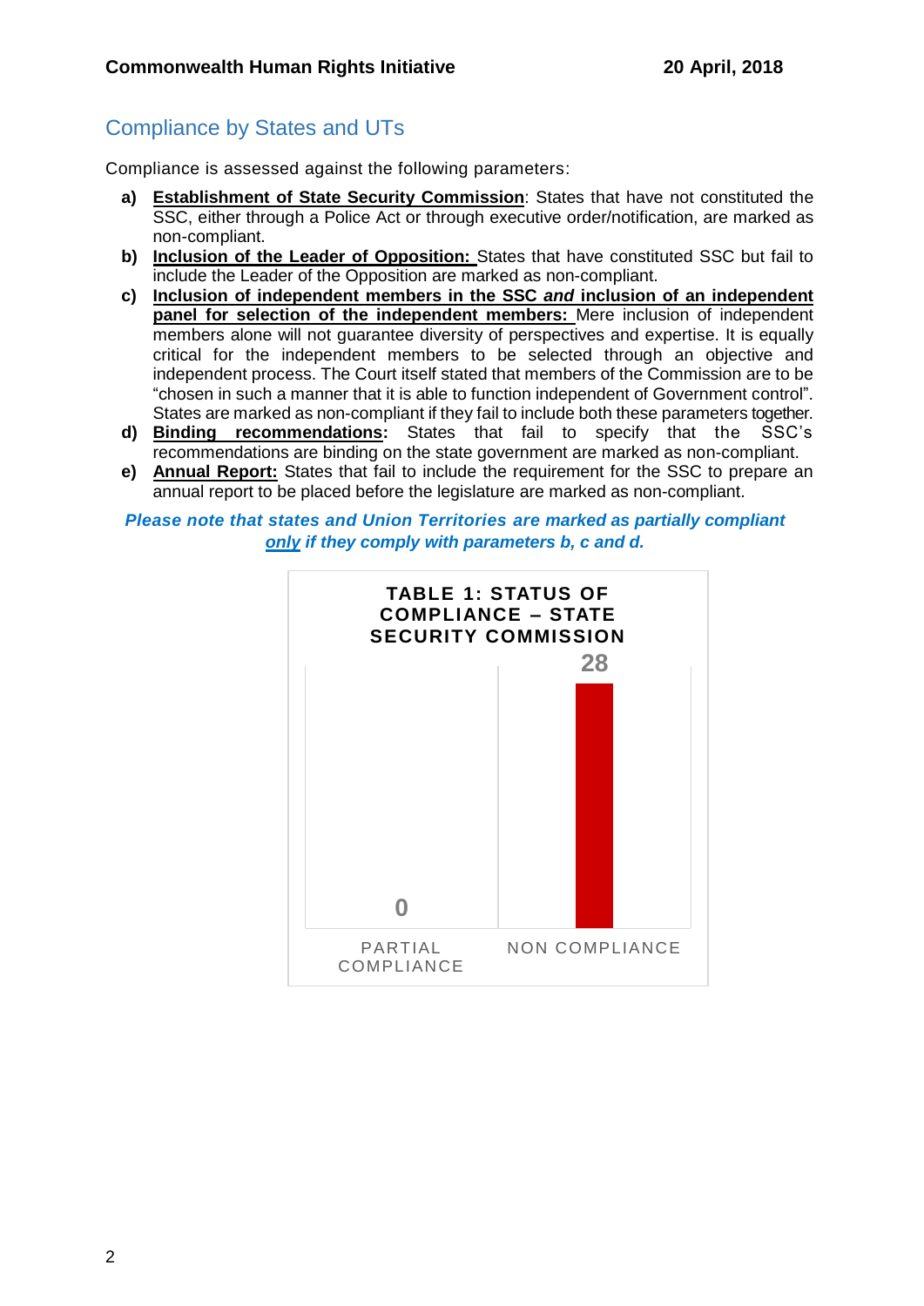## Compliance by States and UTs

Compliance is assessed against the following parameters:

a) **Establishment of State Security Commission**: States that have not constituted the SSC, either through a Police Act or through executive order/notification, are marked as non-compliant.

b) **Inclusion of the Leader of Opposition:** States that have constituted SSC but fail to include the Leader of the Opposition are marked as non-compliant.

c) **Inclusion of independent members in the SSC *and* inclusion of an independent panel for selection of the independent members:** Mere inclusion of independent members alone will not guarantee diversity of perspectives and expertise. It is equally critical for the independent members to be selected through an objective and independent process. The Court itself stated that members of the Commission are to be "chosen in such a manner that it is able to function independent of Government control". States are marked as non-compliant if they fail to include both these parameters together.

d) **Binding recommendations:** States that fail to specify that the SSC's recommendations are binding on the state government are marked as non-compliant.

e) **Annual Report:** States that fail to include the requirement for the SSC to prepare an annual report to be placed before the legislature are marked as non-compliant.

***Please note that states and Union Territories are marked as partially compliant only if they comply with parameters b, c and d.***

**TABLE 1: STATUS OF COMPLIANCE – STATE SECURITY COMMISSION**

| Status | Number |
|---|---|
| PARTIAL COMPLIANCE | 0 |
| NON COMPLIANCE | 28 |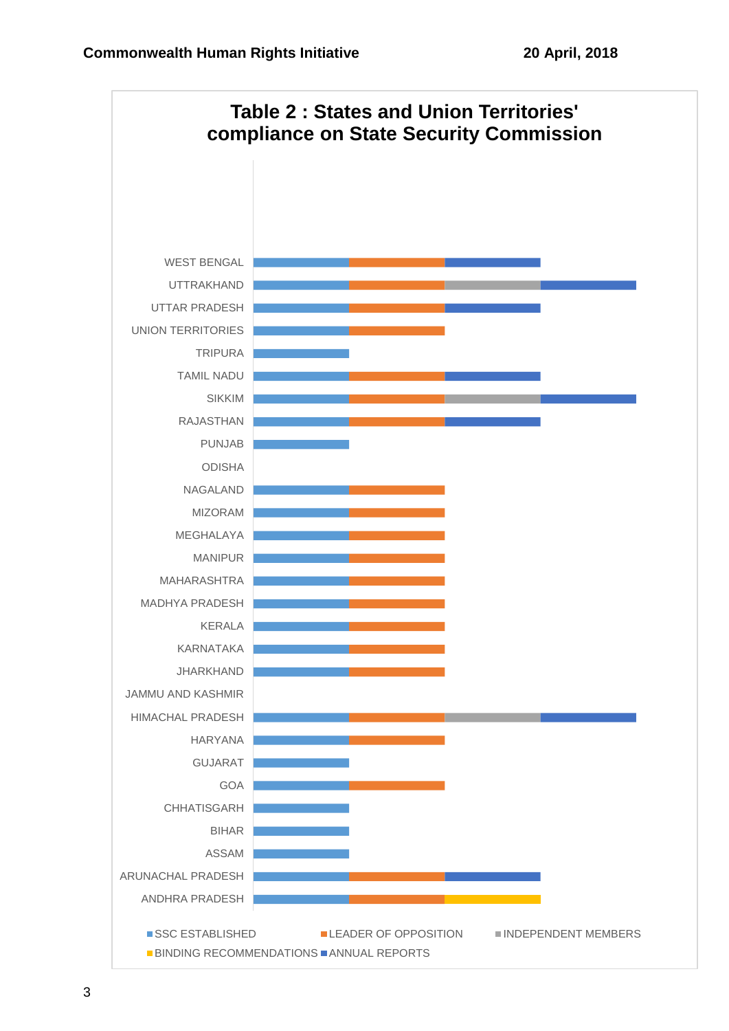# Table 2 : States and Union Territories' compliance on State Security Commission

| State/UT | SSC ESTABLISHED | LEADER OF OPPOSITION | INDEPENDENT MEMBERS | BINDING RECOMMENDATIONS | ANNUAL REPORTS |
|---|---|---|---|---|---|
| WEST BENGAL | ✓ | ✓ | | | ✓ |
| UTTRAKHAND | ✓ | ✓ | ✓ | | ✓ |
| UTTAR PRADESH | ✓ | ✓ | | | ✓ |
| UNION TERRITORIES | ✓ | ✓ | | | |
| TRIPURA | ✓ | | | | |
| TAMIL NADU | ✓ | ✓ | | | ✓ |
| SIKKIM | ✓ | ✓ | ✓ | | ✓ |
| RAJASTHAN | ✓ | ✓ | | | ✓ |
| PUNJAB | ✓ | | | | |
| ODISHA | | | | | |
| NAGALAND | ✓ | ✓ | | | |
| MIZORAM | ✓ | ✓ | | | |
| MEGHALAYA | ✓ | ✓ | | | |
| MANIPUR | ✓ | ✓ | | | |
| MAHARASHTRA | ✓ | ✓ | | | |
| MADHYA PRADESH | ✓ | ✓ | | | |
| KERALA | ✓ | ✓ | | | |
| KARNATAKA | ✓ | ✓ | | | |
| JHARKHAND | ✓ | ✓ | | | |
| JAMMU AND KASHMIR | | | | | |
| HIMACHAL PRADESH | ✓ | ✓ | ✓ | | ✓ |
| HARYANA | ✓ | ✓ | | | |
| GUJARAT | ✓ | | | | |
| GOA | ✓ | ✓ | | | |
| CHHATISGARH | ✓ | | | | |
| BIHAR | ✓ | | | | |
| ASSAM | ✓ | | | | |
| ARUNACHAL PRADESH | ✓ | ✓ | | | ✓ |
| ANDHRA PRADESH | ✓ | ✓ | | ✓ | |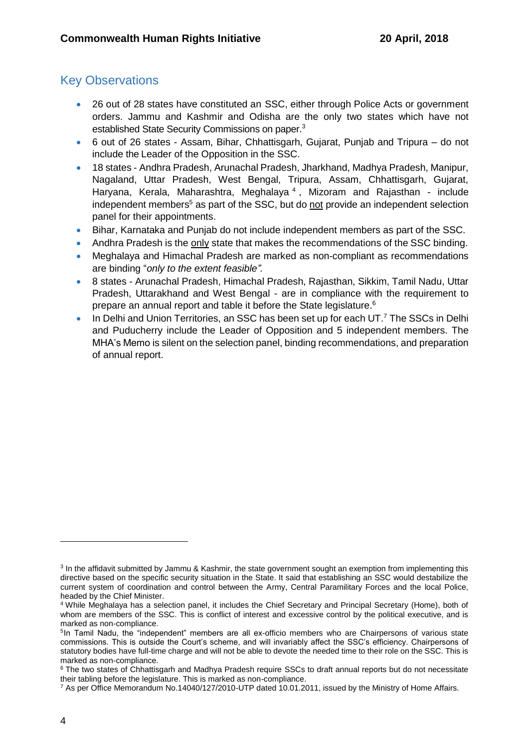## Key Observations

- 26 out of 28 states have constituted an SSC, either through Police Acts or government orders. Jammu and Kashmir and Odisha are the only two states which have not established State Security Commissions on paper.[3]
- 6 out of 26 states - Assam, Bihar, Chhattisgarh, Gujarat, Punjab and Tripura – do not include the Leader of the Opposition in the SSC.
- 18 states - Andhra Pradesh, Arunachal Pradesh, Jharkhand, Madhya Pradesh, Manipur, Nagaland, Uttar Pradesh, West Bengal, Tripura, Assam, Chhattisgarh, Gujarat, Haryana, Kerala, Maharashtra, Meghalaya[4], Mizoram and Rajasthan - include independent members[5] as part of the SSC, but do <u>not</u> provide an independent selection panel for their appointments.
- Bihar, Karnataka and Punjab do not include independent members as part of the SSC.
- Andhra Pradesh is the <u>only</u> state that makes the recommendations of the SSC binding.
- Meghalaya and Himachal Pradesh are marked as non-compliant as recommendations are binding "*only to the extent feasible"*.
- 8 states - Arunachal Pradesh, Himachal Pradesh, Rajasthan, Sikkim, Tamil Nadu, Uttar Pradesh, Uttarakhand and West Bengal - are in compliance with the requirement to prepare an annual report and table it before the State legislature.[6]
- In Delhi and Union Territories, an SSC has been set up for each UT.[7] The SSCs in Delhi and Puducherry include the Leader of Opposition and 5 independent members. The MHA's Memo is silent on the selection panel, binding recommendations, and preparation of annual report.

---

[3] In the affidavit submitted by Jammu & Kashmir, the state government sought an exemption from implementing this directive based on the specific security situation in the State. It said that establishing an SSC would destabilize the current system of coordination and control between the Army, Central Paramilitary Forces and the local Police, headed by the Chief Minister.

[4] While Meghalaya has a selection panel, it includes the Chief Secretary and Principal Secretary (Home), both of whom are members of the SSC. This is conflict of interest and excessive control by the political executive, and is marked as non-compliance.

[5] In Tamil Nadu, the "independent" members are all ex-officio members who are Chairpersons of various state commissions. This is outside the Court's scheme, and will invariably affect the SSC's efficiency. Chairpersons of statutory bodies have full-time charge and will not be able to devote the needed time to their role on the SSC. This is marked as non-compliance.

[6] The two states of Chhattisgarh and Madhya Pradesh require SSCs to draft annual reports but do not necessitate their tabling before the legislature. This is marked as non-compliance.

[7] As per Office Memorandum No.14040/127/2010-UTP dated 10.01.2011, issued by the Ministry of Home Affairs.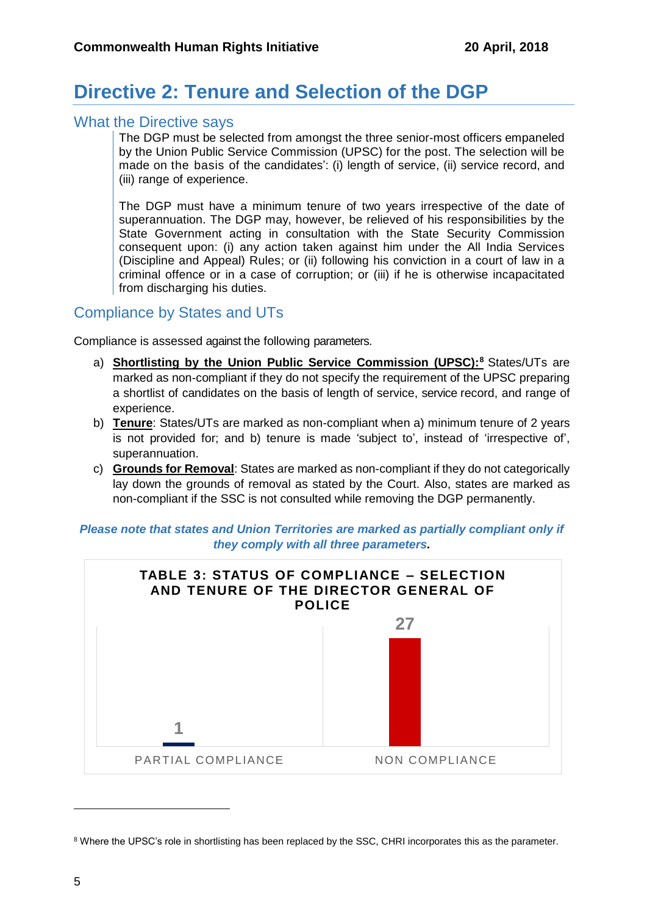# Directive 2: Tenure and Selection of the DGP

## What the Directive says

The DGP must be selected from amongst the three senior-most officers empaneled by the Union Public Service Commission (UPSC) for the post. The selection will be made on the basis of the candidates': (i) length of service, (ii) service record, and (iii) range of experience.

The DGP must have a minimum tenure of two years irrespective of the date of superannuation. The DGP may, however, be relieved of his responsibilities by the State Government acting in consultation with the State Security Commission consequent upon: (i) any action taken against him under the All India Services (Discipline and Appeal) Rules; or (ii) following his conviction in a court of law in a criminal offence or in a case of corruption; or (iii) if he is otherwise incapacitated from discharging his duties.

## Compliance by States and UTs

Compliance is assessed against the following parameters.

a) **Shortlisting by the Union Public Service Commission (UPSC):**[8] States/UTs are marked as non-compliant if they do not specify the requirement of the UPSC preparing a shortlist of candidates on the basis of length of service, service record, and range of experience.

b) **Tenure**: States/UTs are marked as non-compliant when a) minimum tenure of 2 years is not provided for; and b) tenure is made 'subject to', instead of 'irrespective of', superannuation.

c) **Grounds for Removal**: States are marked as non-compliant if they do not categorically lay down the grounds of removal as stated by the Court. Also, states are marked as non-compliant if the SSC is not consulted while removing the DGP permanently.

***Please note that states and Union Territories are marked as partially compliant only if they comply with all three parameters.***

**TABLE 3: STATUS OF COMPLIANCE – SELECTION AND TENURE OF THE DIRECTOR GENERAL OF POLICE**

| Status | Number |
|---|---|
| PARTIAL COMPLIANCE | 1 |
| NON COMPLIANCE | 27 |

[8] Where the UPSC's role in shortlisting has been replaced by the SSC, CHRI incorporates this as the parameter.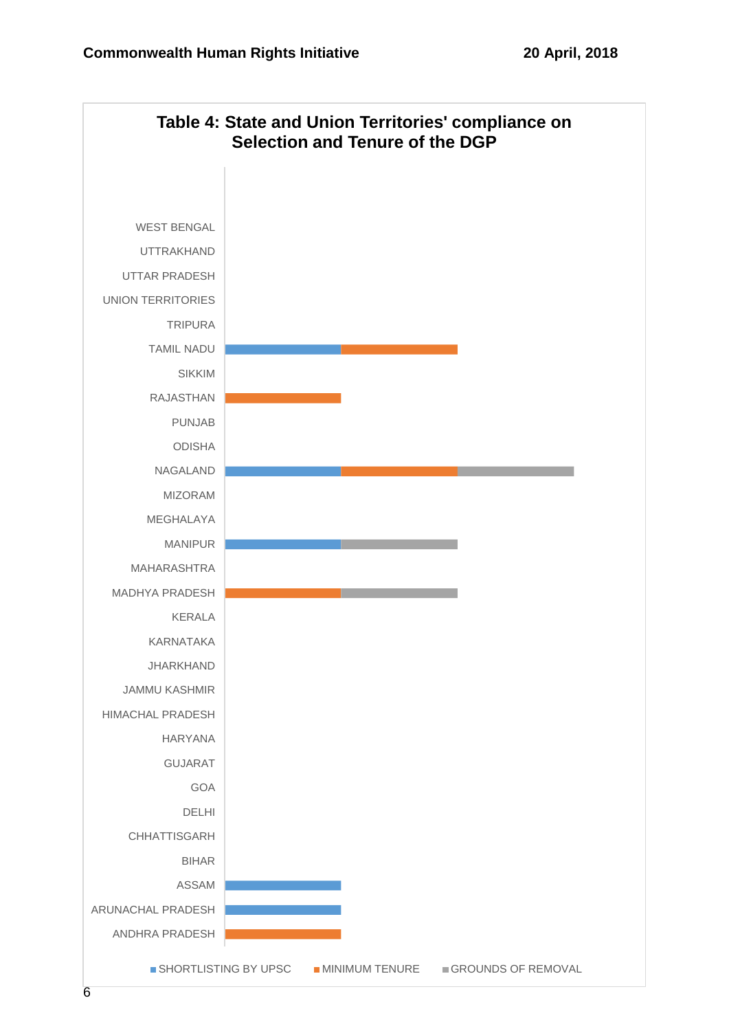## Table 4: State and Union Territories' compliance on Selection and Tenure of the DGP

| State / UT | SHORTLISTING BY UPSC | MINIMUM TENURE | GROUNDS OF REMOVAL |
|---|---|---|---|
| WEST BENGAL | | | |
| UTTRAKHAND | | | |
| UTTAR PRADESH | | | |
| UNION TERRITORIES | | | |
| TRIPURA | | | |
| TAMIL NADU | ✓ | ✓ | |
| SIKKIM | | | |
| RAJASTHAN | | ✓ | |
| PUNJAB | | | |
| ODISHA | | | |
| NAGALAND | ✓ | ✓ | ✓ |
| MIZORAM | | | |
| MEGHALAYA | | | |
| MANIPUR | ✓ | | ✓ |
| MAHARASHTRA | | | |
| MADHYA PRADESH | | ✓ | ✓ |
| KERALA | | | |
| KARNATAKA | | | |
| JHARKHAND | | | |
| JAMMU KASHMIR | | | |
| HIMACHAL PRADESH | | | |
| HARYANA | | | |
| GUJARAT | | | |
| GOA | | | |
| DELHI | | | |
| CHHATTISGARH | | | |
| BIHAR | | | |
| ASSAM | ✓ | | |
| ARUNACHAL PRADESH | ✓ | | |
| ANDHRA PRADESH | | ✓ | |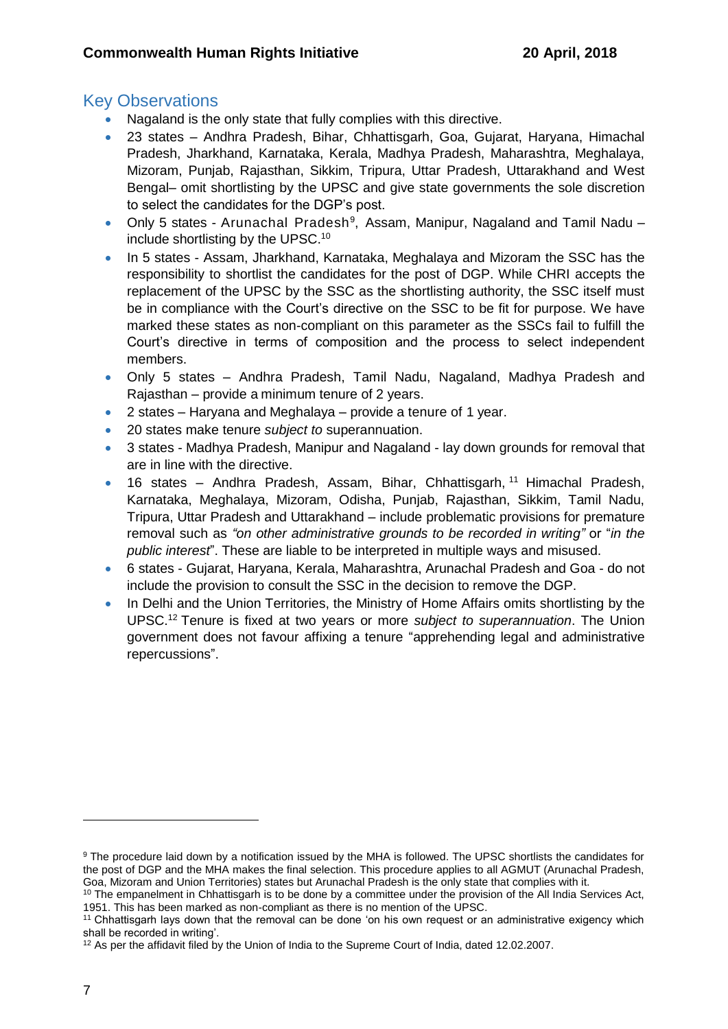## Key Observations

- Nagaland is the only state that fully complies with this directive.
- 23 states – Andhra Pradesh, Bihar, Chhattisgarh, Goa, Gujarat, Haryana, Himachal Pradesh, Jharkhand, Karnataka, Kerala, Madhya Pradesh, Maharashtra, Meghalaya, Mizoram, Punjab, Rajasthan, Sikkim, Tripura, Uttar Pradesh, Uttarakhand and West Bengal– omit shortlisting by the UPSC and give state governments the sole discretion to select the candidates for the DGP's post.
- Only 5 states - Arunachal Pradesh[9], Assam, Manipur, Nagaland and Tamil Nadu – include shortlisting by the UPSC.[10]
- In 5 states - Assam, Jharkhand, Karnataka, Meghalaya and Mizoram the SSC has the responsibility to shortlist the candidates for the post of DGP. While CHRI accepts the replacement of the UPSC by the SSC as the shortlisting authority, the SSC itself must be in compliance with the Court's directive on the SSC to be fit for purpose. We have marked these states as non-compliant on this parameter as the SSCs fail to fulfill the Court's directive in terms of composition and the process to select independent members.
- Only 5 states – Andhra Pradesh, Tamil Nadu, Nagaland, Madhya Pradesh and Rajasthan – provide a minimum tenure of 2 years.
- 2 states – Haryana and Meghalaya – provide a tenure of 1 year.
- 20 states make tenure *subject to* superannuation.
- 3 states - Madhya Pradesh, Manipur and Nagaland - lay down grounds for removal that are in line with the directive.
- 16 states – Andhra Pradesh, Assam, Bihar, Chhattisgarh,[11] Himachal Pradesh, Karnataka, Meghalaya, Mizoram, Odisha, Punjab, Rajasthan, Sikkim, Tamil Nadu, Tripura, Uttar Pradesh and Uttarakhand – include problematic provisions for premature removal such as *"on other administrative grounds to be recorded in writing"* or "*in the public interest*". These are liable to be interpreted in multiple ways and misused.
- 6 states - Gujarat, Haryana, Kerala, Maharashtra, Arunachal Pradesh and Goa - do not include the provision to consult the SSC in the decision to remove the DGP.
- In Delhi and the Union Territories, the Ministry of Home Affairs omits shortlisting by the UPSC.[12] Tenure is fixed at two years or more *subject to superannuation*. The Union government does not favour affixing a tenure "apprehending legal and administrative repercussions".

---

[9] The procedure laid down by a notification issued by the MHA is followed. The UPSC shortlists the candidates for the post of DGP and the MHA makes the final selection. This procedure applies to all AGMUT (Arunachal Pradesh, Goa, Mizoram and Union Territories) states but Arunachal Pradesh is the only state that complies with it.

[10] The empanelment in Chhattisgarh is to be done by a committee under the provision of the All India Services Act, 1951. This has been marked as non-compliant as there is no mention of the UPSC.

[11] Chhattisgarh lays down that the removal can be done 'on his own request or an administrative exigency which shall be recorded in writing'.

[12] As per the affidavit filed by the Union of India to the Supreme Court of India, dated 12.02.2007.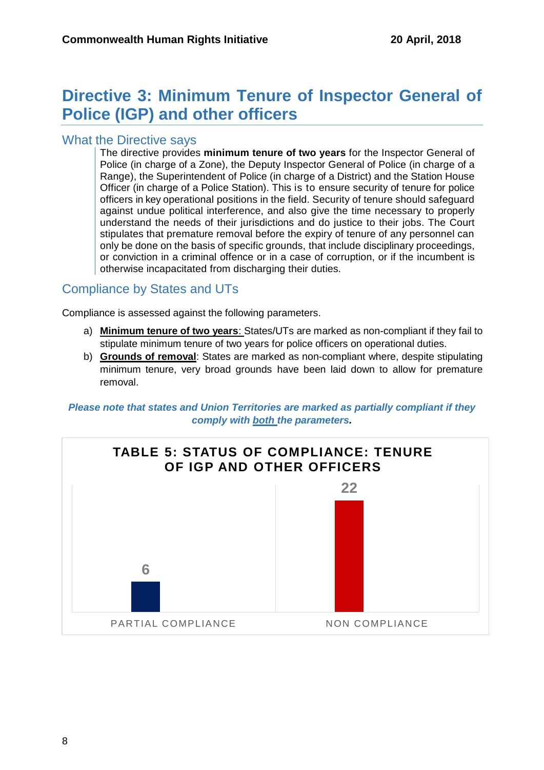# Directive 3: Minimum Tenure of Inspector General of Police (IGP) and other officers

## What the Directive says

The directive provides **minimum tenure of two years** for the Inspector General of Police (in charge of a Zone), the Deputy Inspector General of Police (in charge of a Range), the Superintendent of Police (in charge of a District) and the Station House Officer (in charge of a Police Station). This is to ensure security of tenure for police officers in key operational positions in the field. Security of tenure should safeguard against undue political interference, and also give the time necessary to properly understand the needs of their jurisdictions and do justice to their jobs. The Court stipulates that premature removal before the expiry of tenure of any personnel can only be done on the basis of specific grounds, that include disciplinary proceedings, or conviction in a criminal offence or in a case of corruption, or if the incumbent is otherwise incapacitated from discharging their duties.

## Compliance by States and UTs

Compliance is assessed against the following parameters.

a) **Minimum tenure of two years**: States/UTs are marked as non-compliant if they fail to stipulate minimum tenure of two years for police officers on operational duties.

b) **Grounds of removal**: States are marked as non-compliant where, despite stipulating minimum tenure, very broad grounds have been laid down to allow for premature removal.

***Please note that states and Union Territories are marked as partially compliant if they comply with both the parameters.***

**TABLE 5: STATUS OF COMPLIANCE: TENURE OF IGP AND OTHER OFFICERS**

| PARTIAL COMPLIANCE | NON COMPLIANCE |
|---|---|
| 6 | 22 |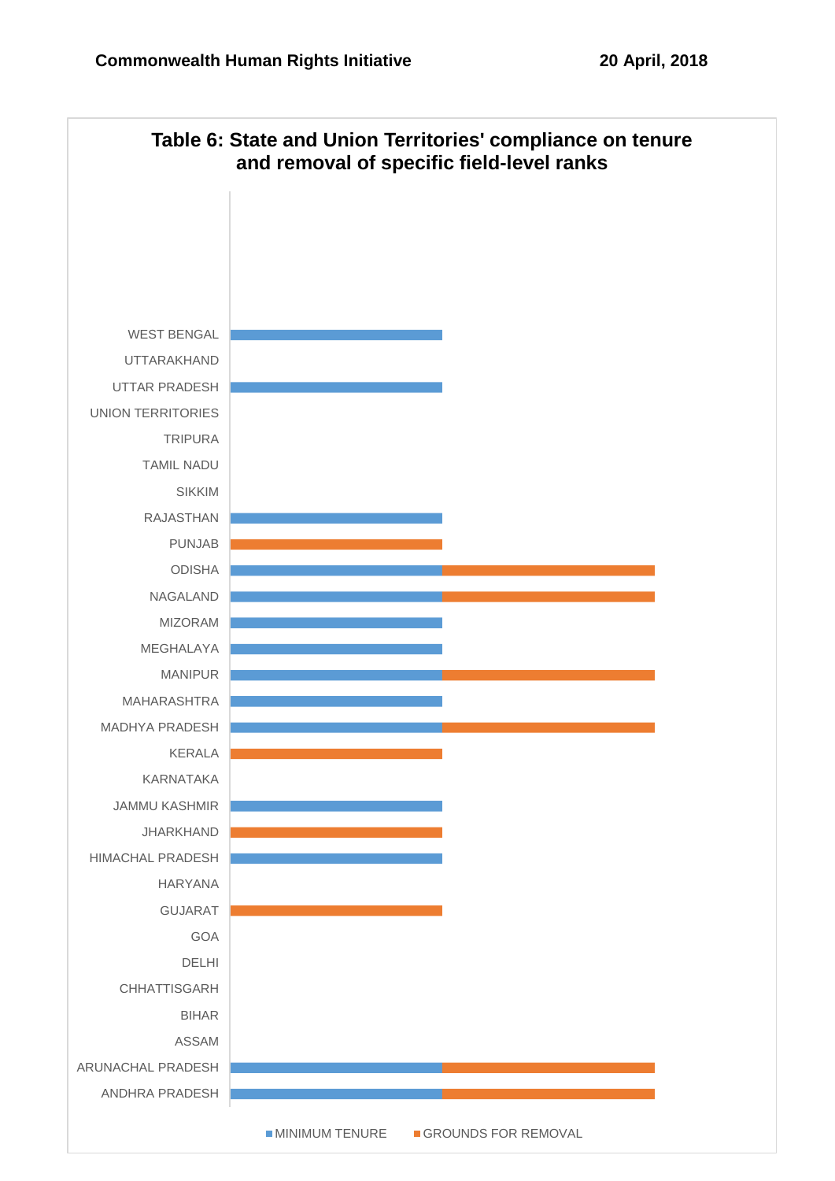**Table 6: State and Union Territories' compliance on tenure and removal of specific field-level ranks**

WEST BENGAL

UTTARAKHAND

UTTAR PRADESH

UNION TERRITORIES

TRIPURA

TAMIL NADU

SIKKIM

RAJASTHAN

PUNJAB

ODISHA

NAGALAND

MIZORAM

MEGHALAYA

MANIPUR

MAHARASHTRA

MADHYA PRADESH

KERALA

KARNATAKA

JAMMU KASHMIR

JHARKHAND

HIMACHAL PRADESH

HARYANA

GUJARAT

GOA

DELHI

CHHATTISGARH

BIHAR

ASSAM

ARUNACHAL PRADESH

ANDHRA PRADESH

MINIMUM TENURE    GROUNDS FOR REMOVAL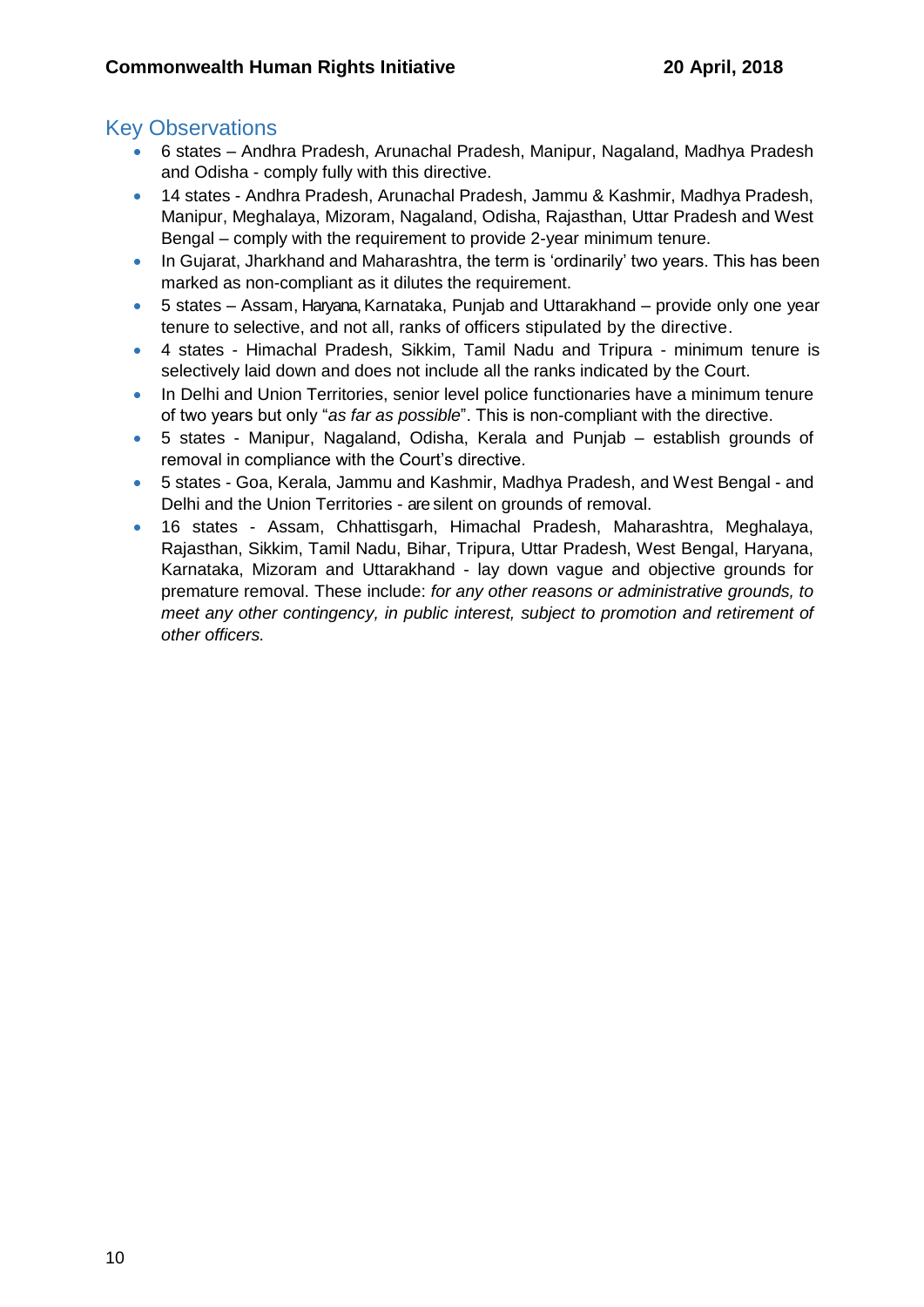## Key Observations

- 6 states – Andhra Pradesh, Arunachal Pradesh, Manipur, Nagaland, Madhya Pradesh and Odisha - comply fully with this directive.
- 14 states - Andhra Pradesh, Arunachal Pradesh, Jammu & Kashmir, Madhya Pradesh, Manipur, Meghalaya, Mizoram, Nagaland, Odisha, Rajasthan, Uttar Pradesh and West Bengal – comply with the requirement to provide 2-year minimum tenure.
- In Gujarat, Jharkhand and Maharashtra, the term is 'ordinarily' two years. This has been marked as non-compliant as it dilutes the requirement.
- 5 states – Assam, Haryana, Karnataka, Punjab and Uttarakhand – provide only one year tenure to selective, and not all, ranks of officers stipulated by the directive.
- 4 states - Himachal Pradesh, Sikkim, Tamil Nadu and Tripura - minimum tenure is selectively laid down and does not include all the ranks indicated by the Court.
- In Delhi and Union Territories, senior level police functionaries have a minimum tenure of two years but only "*as far as possible*". This is non-compliant with the directive.
- 5 states - Manipur, Nagaland, Odisha, Kerala and Punjab – establish grounds of removal in compliance with the Court's directive.
- 5 states - Goa, Kerala, Jammu and Kashmir, Madhya Pradesh, and West Bengal - and Delhi and the Union Territories - are silent on grounds of removal.
- 16 states - Assam, Chhattisgarh, Himachal Pradesh, Maharashtra, Meghalaya, Rajasthan, Sikkim, Tamil Nadu, Bihar, Tripura, Uttar Pradesh, West Bengal, Haryana, Karnataka, Mizoram and Uttarakhand - lay down vague and objective grounds for premature removal. These include: *for any other reasons or administrative grounds, to meet any other contingency, in public interest, subject to promotion and retirement of other officers.*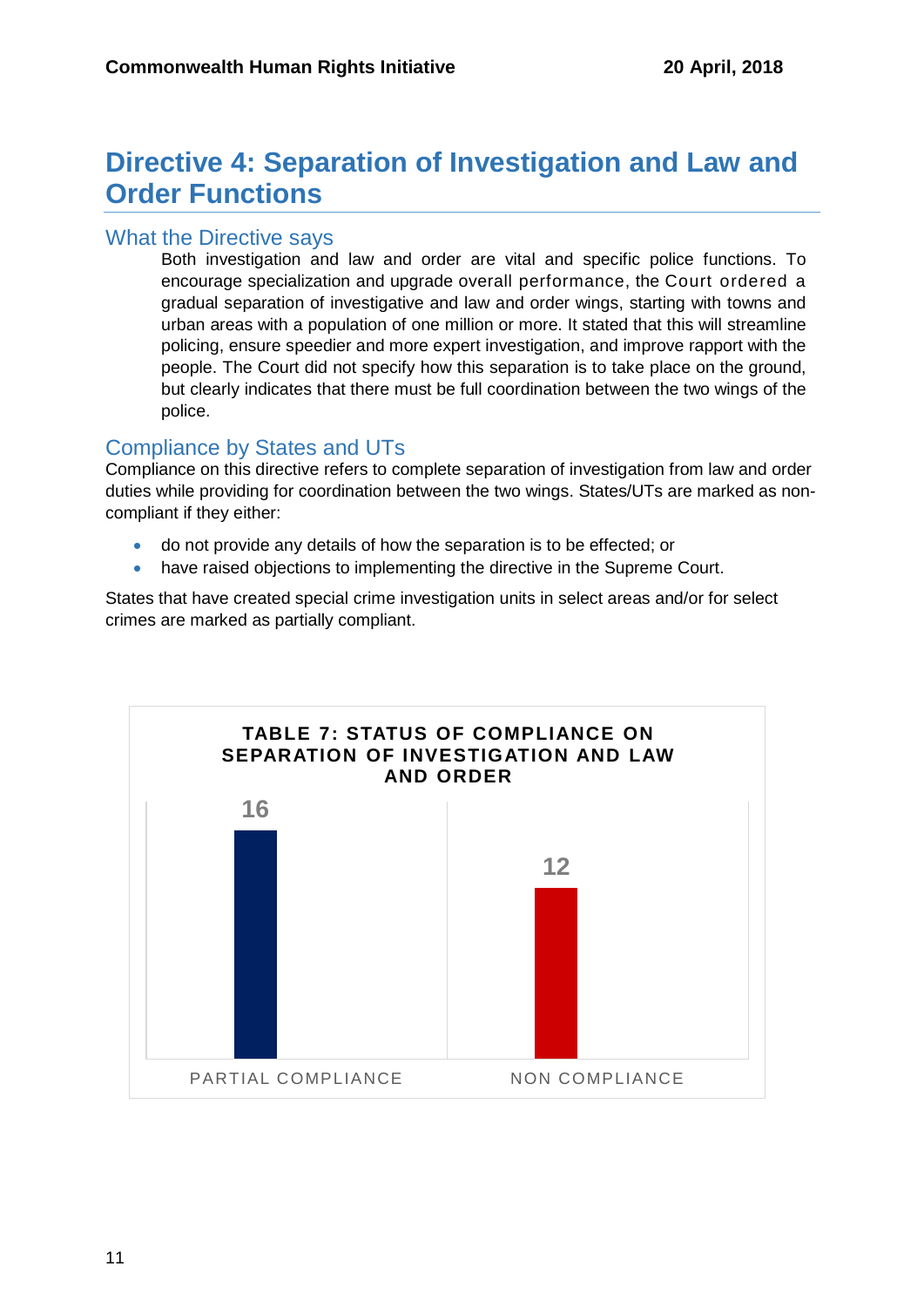# Directive 4: Separation of Investigation and Law and Order Functions

## What the Directive says

Both investigation and law and order are vital and specific police functions. To encourage specialization and upgrade overall performance, the Court ordered a gradual separation of investigative and law and order wings, starting with towns and urban areas with a population of one million or more. It stated that this will streamline policing, ensure speedier and more expert investigation, and improve rapport with the people. The Court did not specify how this separation is to take place on the ground, but clearly indicates that there must be full coordination between the two wings of the police.

## Compliance by States and UTs

Compliance on this directive refers to complete separation of investigation from law and order duties while providing for coordination between the two wings. States/UTs are marked as non-compliant if they either:

- do not provide any details of how the separation is to be effected; or
- have raised objections to implementing the directive in the Supreme Court.

States that have created special crime investigation units in select areas and/or for select crimes are marked as partially compliant.

**TABLE 7: STATUS OF COMPLIANCE ON SEPARATION OF INVESTIGATION AND LAW AND ORDER**

| Status | Number |
|---|---|
| PARTIAL COMPLIANCE | 16 |
| NON COMPLIANCE | 12 |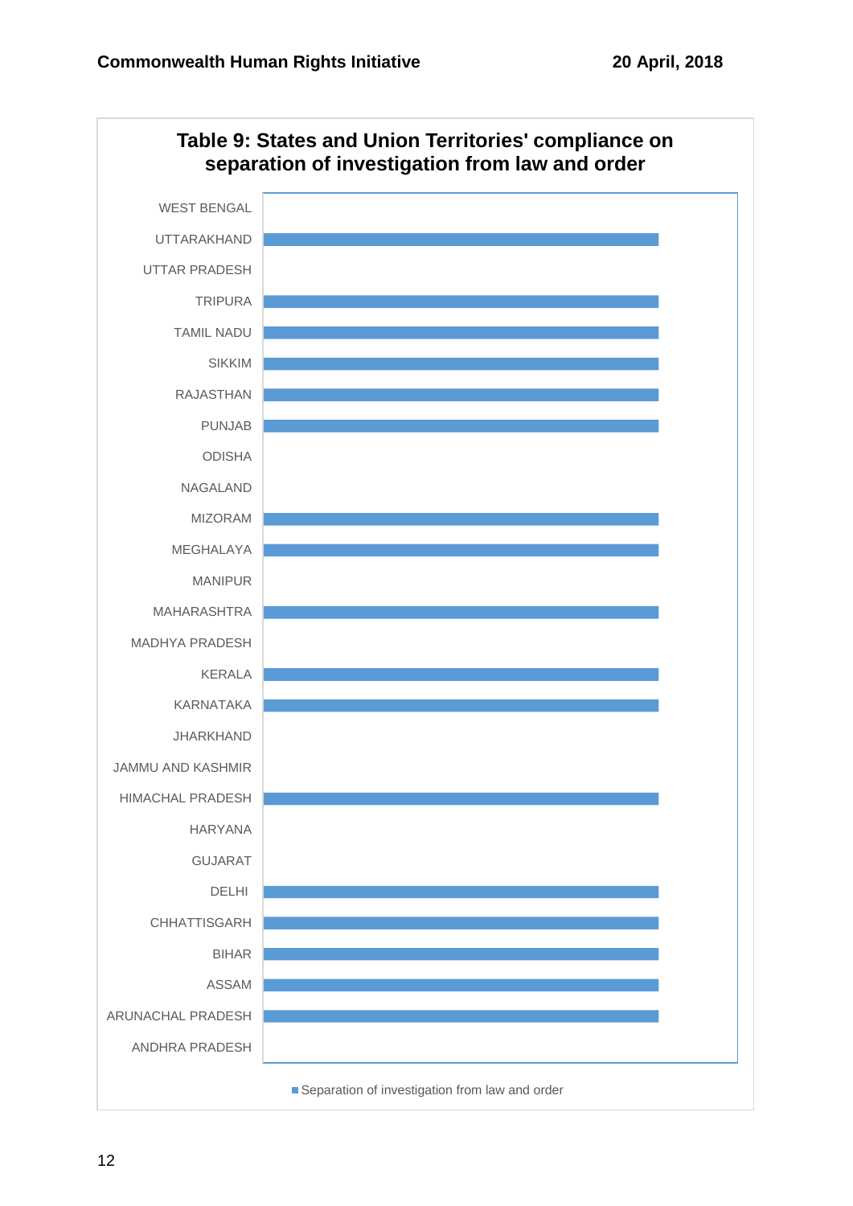## Table 9: States and Union Territories' compliance on separation of investigation from law and order

| State / UT | Separation of investigation from law and order |
|---|---|
| WEST BENGAL | |
| UTTARAKHAND | ✓ |
| UTTAR PRADESH | |
| TRIPURA | ✓ |
| TAMIL NADU | ✓ |
| SIKKIM | ✓ |
| RAJASTHAN | ✓ |
| PUNJAB | ✓ |
| ODISHA | |
| NAGALAND | |
| MIZORAM | ✓ |
| MEGHALAYA | ✓ |
| MANIPUR | |
| MAHARASHTRA | ✓ |
| MADHYA PRADESH | |
| KERALA | ✓ |
| KARNATAKA | ✓ |
| JHARKHAND | |
| JAMMU AND KASHMIR | |
| HIMACHAL PRADESH | ✓ |
| HARYANA | |
| GUJARAT | |
| DELHI | ✓ |
| CHHATTISGARH | ✓ |
| BIHAR | ✓ |
| ASSAM | ✓ |
| ARUNACHAL PRADESH | ✓ |
| ANDHRA PRADESH | |

■ Separation of investigation from law and order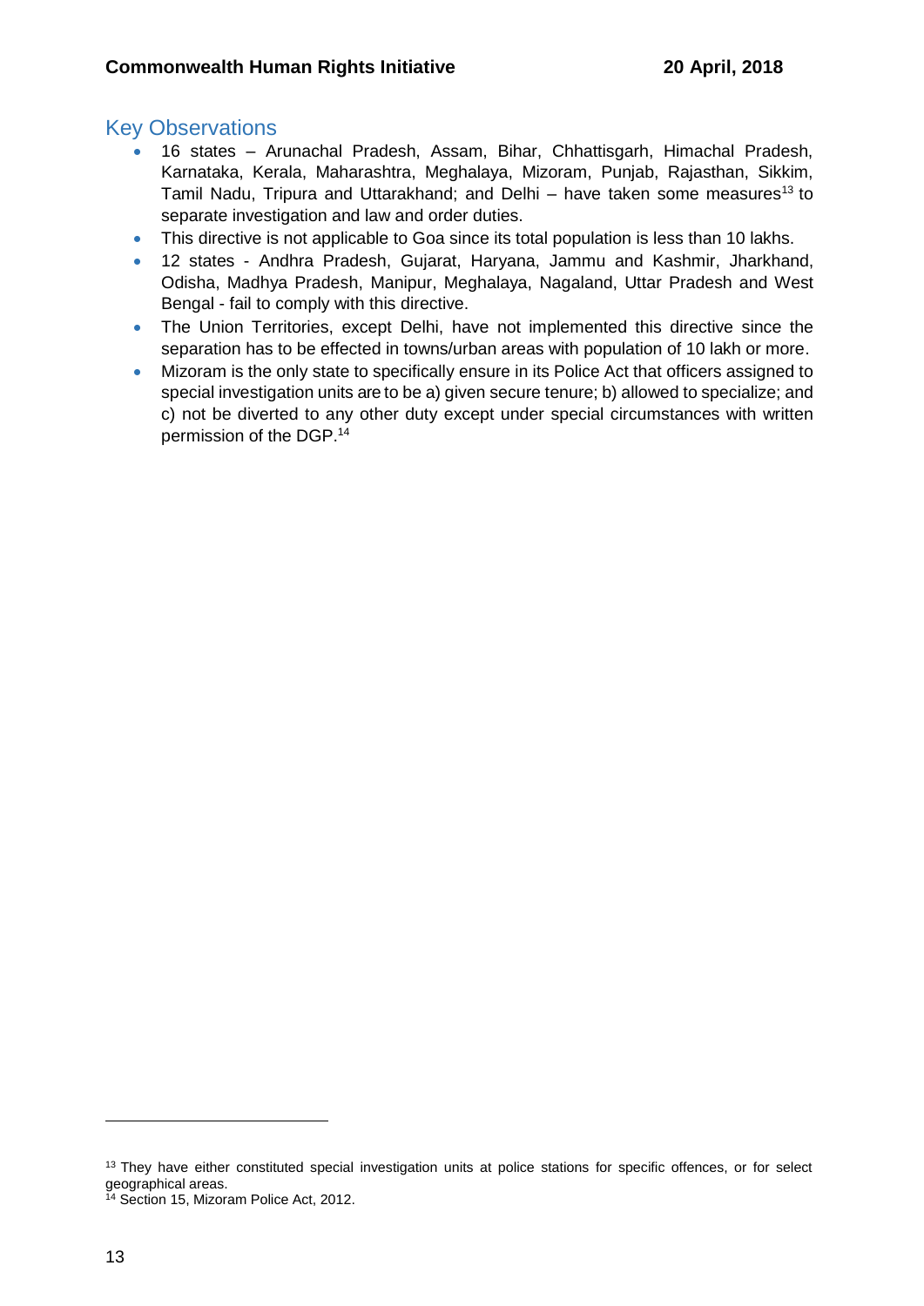## Key Observations

- 16 states – Arunachal Pradesh, Assam, Bihar, Chhattisgarh, Himachal Pradesh, Karnataka, Kerala, Maharashtra, Meghalaya, Mizoram, Punjab, Rajasthan, Sikkim, Tamil Nadu, Tripura and Uttarakhand; and Delhi – have taken some measures[13] to separate investigation and law and order duties.
- This directive is not applicable to Goa since its total population is less than 10 lakhs.
- 12 states - Andhra Pradesh, Gujarat, Haryana, Jammu and Kashmir, Jharkhand, Odisha, Madhya Pradesh, Manipur, Meghalaya, Nagaland, Uttar Pradesh and West Bengal - fail to comply with this directive.
- The Union Territories, except Delhi, have not implemented this directive since the separation has to be effected in towns/urban areas with population of 10 lakh or more.
- Mizoram is the only state to specifically ensure in its Police Act that officers assigned to special investigation units are to be a) given secure tenure; b) allowed to specialize; and c) not be diverted to any other duty except under special circumstances with written permission of the DGP.[14]

---

[13] They have either constituted special investigation units at police stations for specific offences, or for select geographical areas.

[14] Section 15, Mizoram Police Act, 2012.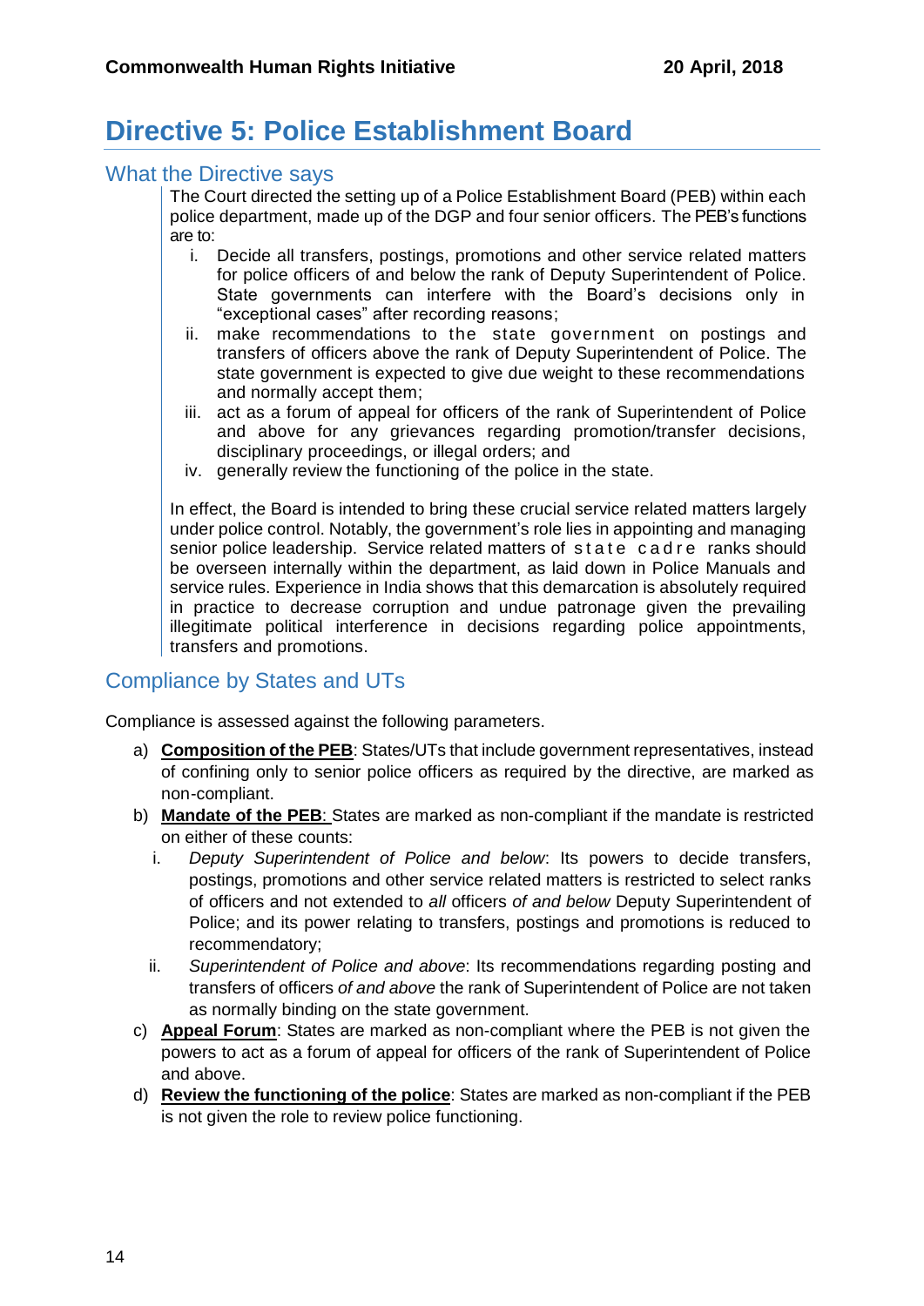# Directive 5: Police Establishment Board

## What the Directive says

The Court directed the setting up of a Police Establishment Board (PEB) within each police department, made up of the DGP and four senior officers. The PEB's functions are to:

i. Decide all transfers, postings, promotions and other service related matters for police officers of and below the rank of Deputy Superintendent of Police. State governments can interfere with the Board's decisions only in "exceptional cases" after recording reasons;
ii. make recommendations to the state government on postings and transfers of officers above the rank of Deputy Superintendent of Police. The state government is expected to give due weight to these recommendations and normally accept them;
iii. act as a forum of appeal for officers of the rank of Superintendent of Police and above for any grievances regarding promotion/transfer decisions, disciplinary proceedings, or illegal orders; and
iv. generally review the functioning of the police in the state.

In effect, the Board is intended to bring these crucial service related matters largely under police control. Notably, the government's role lies in appointing and managing senior police leadership. Service related matters of state cadre ranks should be overseen internally within the department, as laid down in Police Manuals and service rules. Experience in India shows that this demarcation is absolutely required in practice to decrease corruption and undue patronage given the prevailing illegitimate political interference in decisions regarding police appointments, transfers and promotions.

## Compliance by States and UTs

Compliance is assessed against the following parameters.

a) **Composition of the PEB**: States/UTs that include government representatives, instead of confining only to senior police officers as required by the directive, are marked as non-compliant.

b) **Mandate of the PEB**: States are marked as non-compliant if the mandate is restricted on either of these counts:

   i. *Deputy Superintendent of Police and below*: Its powers to decide transfers, postings, promotions and other service related matters is restricted to select ranks of officers and not extended to *all* officers *of and below* Deputy Superintendent of Police; and its power relating to transfers, postings and promotions is reduced to recommendatory;

   ii. *Superintendent of Police and above*: Its recommendations regarding posting and transfers of officers *of and above* the rank of Superintendent of Police are not taken as normally binding on the state government.

c) **Appeal Forum**: States are marked as non-compliant where the PEB is not given the powers to act as a forum of appeal for officers of the rank of Superintendent of Police and above.

d) **Review the functioning of the police**: States are marked as non-compliant if the PEB is not given the role to review police functioning.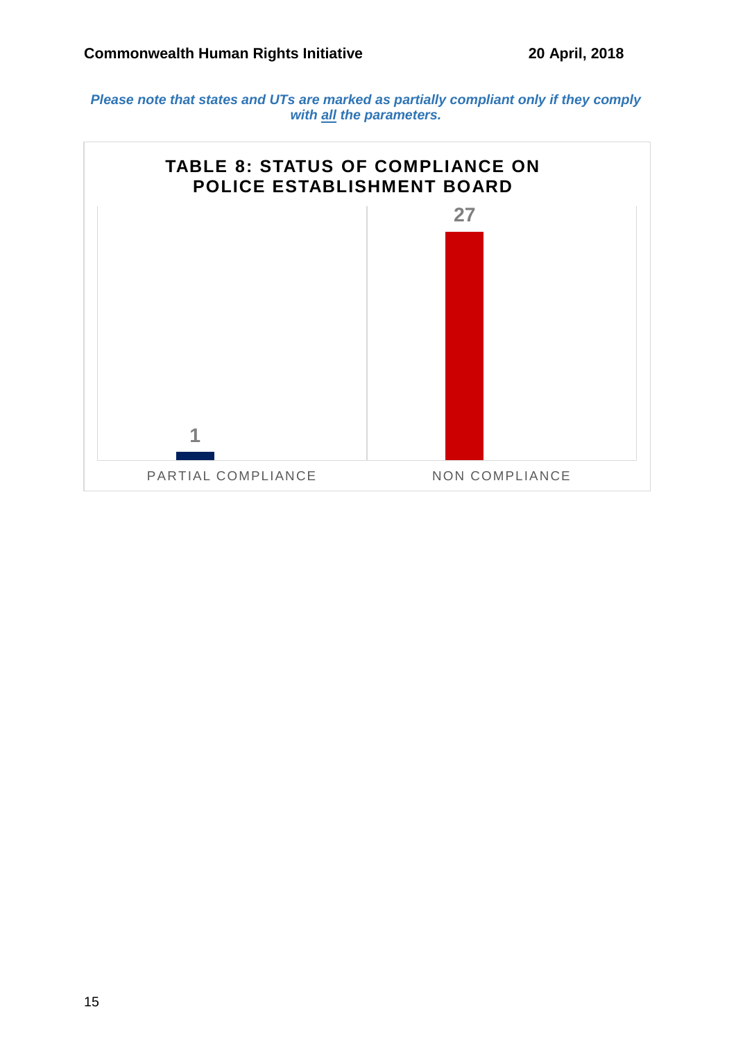***Please note that states and UTs are marked as partially compliant only if they comply with all the parameters.***

**TABLE 8: STATUS OF COMPLIANCE ON POLICE ESTABLISHMENT BOARD**

| PARTIAL COMPLIANCE | NON COMPLIANCE |
| --- | --- |
| 1 | 27 |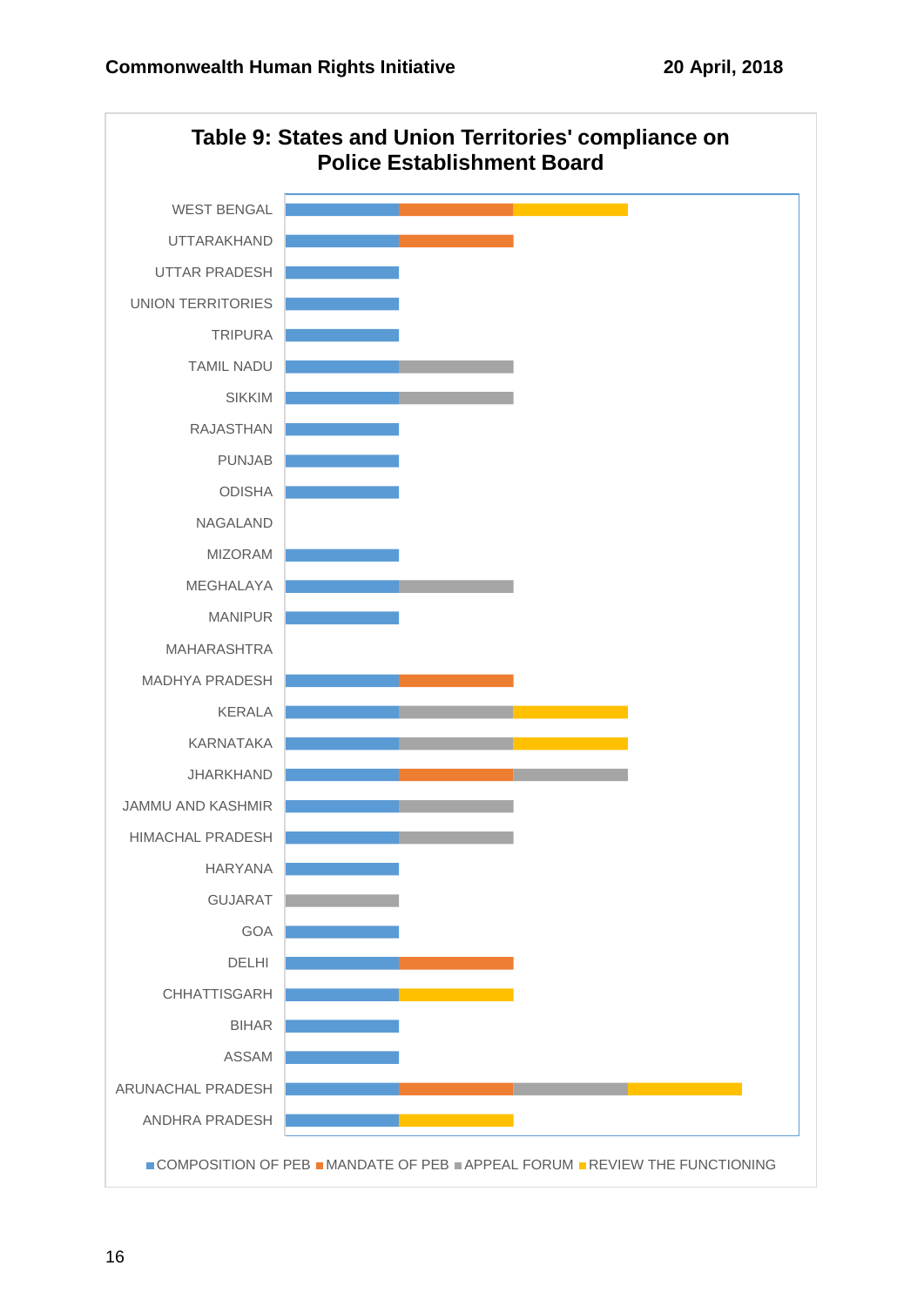## Table 9: States and Union Territories' compliance on Police Establishment Board

| State / UT | COMPOSITION OF PEB | MANDATE OF PEB | APPEAL FORUM | REVIEW THE FUNCTIONING |
|---|---|---|---|---|
| WEST BENGAL | ✓ | ✓ | | ✓ |
| UTTARAKHAND | ✓ | ✓ | | |
| UTTAR PRADESH | ✓ | | | |
| UNION TERRITORIES | ✓ | | | |
| TRIPURA | ✓ | | | |
| TAMIL NADU | ✓ | | ✓ | |
| SIKKIM | ✓ | | ✓ | |
| RAJASTHAN | ✓ | | | |
| PUNJAB | ✓ | | | |
| ODISHA | ✓ | | | |
| NAGALAND | | | | |
| MIZORAM | ✓ | | | |
| MEGHALAYA | ✓ | | ✓ | |
| MANIPUR | ✓ | | | |
| MAHARASHTRA | | | | |
| MADHYA PRADESH | ✓ | ✓ | | |
| KERALA | ✓ | | ✓ | ✓ |
| KARNATAKA | ✓ | | ✓ | ✓ |
| JHARKHAND | ✓ | ✓ | ✓ | |
| JAMMU AND KASHMIR | ✓ | | ✓ | |
| HIMACHAL PRADESH | ✓ | | ✓ | |
| HARYANA | ✓ | | | |
| GUJARAT | | | ✓ | |
| GOA | ✓ | | | |
| DELHI | ✓ | ✓ | | |
| CHHATTISGARH | ✓ | | | ✓ |
| BIHAR | ✓ | | | |
| ASSAM | ✓ | | | |
| ARUNACHAL PRADESH | ✓ | ✓ | ✓ | ✓ |
| ANDHRA PRADESH | ✓ | | | ✓ |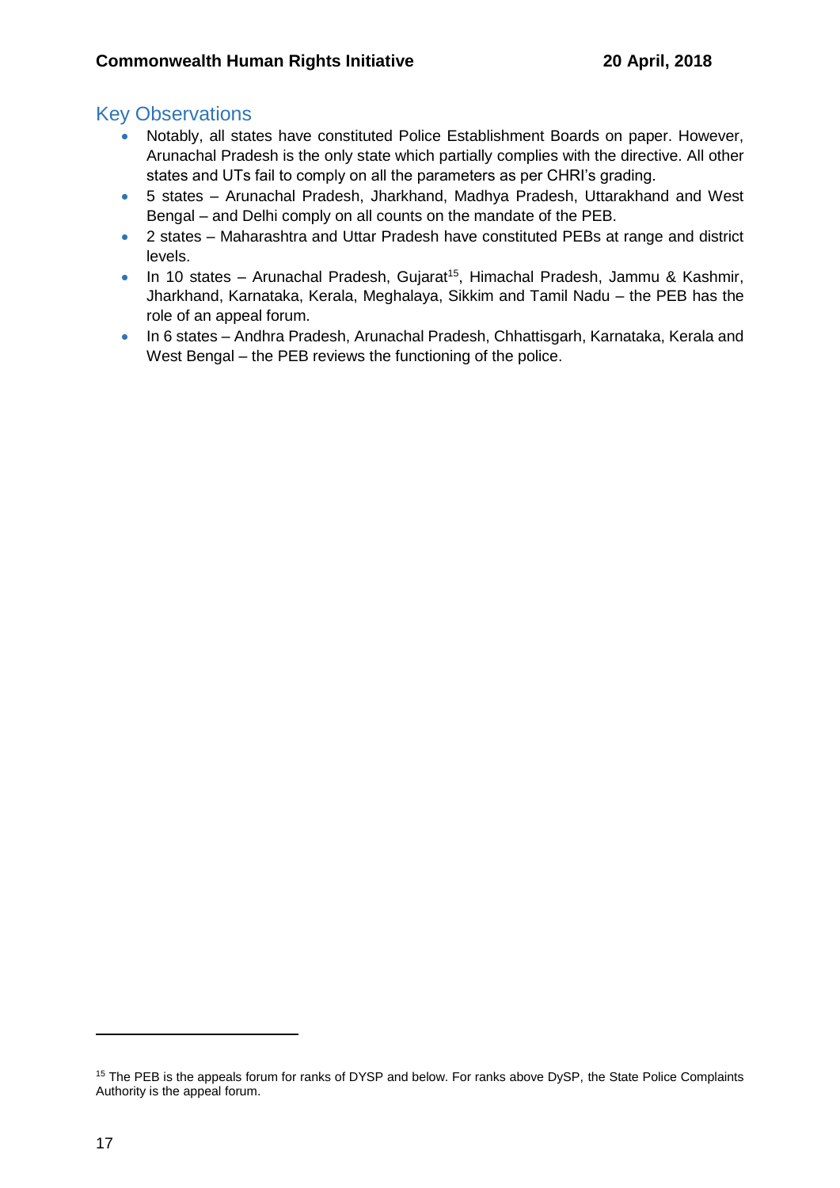## Key Observations

- Notably, all states have constituted Police Establishment Boards on paper. However, Arunachal Pradesh is the only state which partially complies with the directive. All other states and UTs fail to comply on all the parameters as per CHRI's grading.
- 5 states – Arunachal Pradesh, Jharkhand, Madhya Pradesh, Uttarakhand and West Bengal – and Delhi comply on all counts on the mandate of the PEB.
- 2 states – Maharashtra and Uttar Pradesh have constituted PEBs at range and district levels.
- In 10 states – Arunachal Pradesh, Gujarat[15], Himachal Pradesh, Jammu & Kashmir, Jharkhand, Karnataka, Kerala, Meghalaya, Sikkim and Tamil Nadu – the PEB has the role of an appeal forum.
- In 6 states – Andhra Pradesh, Arunachal Pradesh, Chhattisgarh, Karnataka, Kerala and West Bengal – the PEB reviews the functioning of the police.

[15] The PEB is the appeals forum for ranks of DYSP and below. For ranks above DySP, the State Police Complaints Authority is the appeal forum.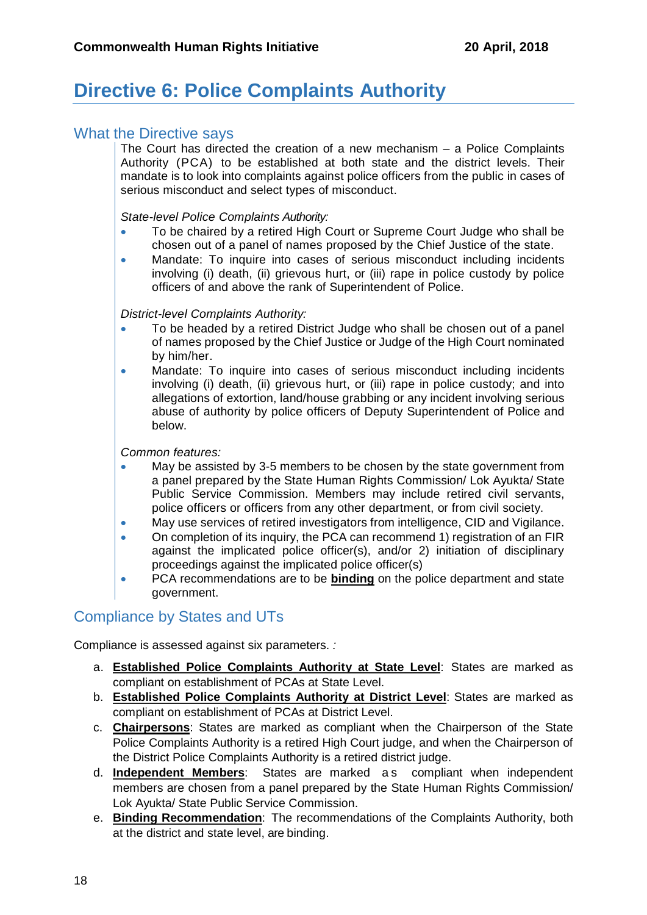# Directive 6: Police Complaints Authority

## What the Directive says

The Court has directed the creation of a new mechanism – a Police Complaints Authority (PCA) to be established at both state and the district levels. Their mandate is to look into complaints against police officers from the public in cases of serious misconduct and select types of misconduct.

*State-level Police Complaints Authority:*

- To be chaired by a retired High Court or Supreme Court Judge who shall be chosen out of a panel of names proposed by the Chief Justice of the state.
- Mandate: To inquire into cases of serious misconduct including incidents involving (i) death, (ii) grievous hurt, or (iii) rape in police custody by police officers of and above the rank of Superintendent of Police.

*District-level Complaints Authority:*

- To be headed by a retired District Judge who shall be chosen out of a panel of names proposed by the Chief Justice or Judge of the High Court nominated by him/her.
- Mandate: To inquire into cases of serious misconduct including incidents involving (i) death, (ii) grievous hurt, or (iii) rape in police custody; and into allegations of extortion, land/house grabbing or any incident involving serious abuse of authority by police officers of Deputy Superintendent of Police and below.

*Common features:*

- May be assisted by 3-5 members to be chosen by the state government from a panel prepared by the State Human Rights Commission/ Lok Ayukta/ State Public Service Commission. Members may include retired civil servants, police officers or officers from any other department, or from civil society.
- May use services of retired investigators from intelligence, CID and Vigilance.
- On completion of its inquiry, the PCA can recommend 1) registration of an FIR against the implicated police officer(s), and/or 2) initiation of disciplinary proceedings against the implicated police officer(s)
- PCA recommendations are to be **binding** on the police department and state government.

## Compliance by States and UTs

Compliance is assessed against six parameters. *:*

a. **Established Police Complaints Authority at State Level**: States are marked as compliant on establishment of PCAs at State Level.
b. **Established Police Complaints Authority at District Level**: States are marked as compliant on establishment of PCAs at District Level.
c. **Chairpersons**: States are marked as compliant when the Chairperson of the State Police Complaints Authority is a retired High Court judge, and when the Chairperson of the District Police Complaints Authority is a retired district judge.
d. **Independent Members**: States are marked as compliant when independent members are chosen from a panel prepared by the State Human Rights Commission/ Lok Ayukta/ State Public Service Commission.
e. **Binding Recommendation**: The recommendations of the Complaints Authority, both at the district and state level, are binding.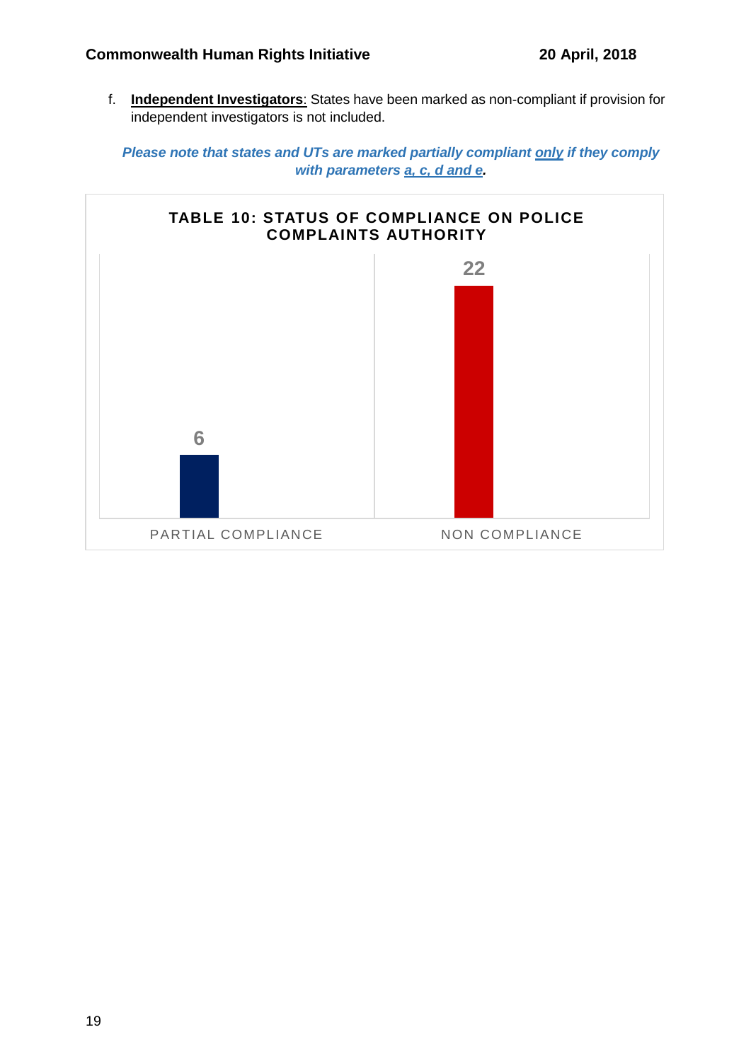f. **Independent Investigators**: States have been marked as non-compliant if provision for independent investigators is not included.

***Please note that states and UTs are marked partially compliant only if they comply with parameters a, c, d and e.***

**TABLE 10: STATUS OF COMPLIANCE ON POLICE COMPLAINTS AUTHORITY**

| Status | Number |
|---|---|
| PARTIAL COMPLIANCE | 6 |
| NON COMPLIANCE | 22 |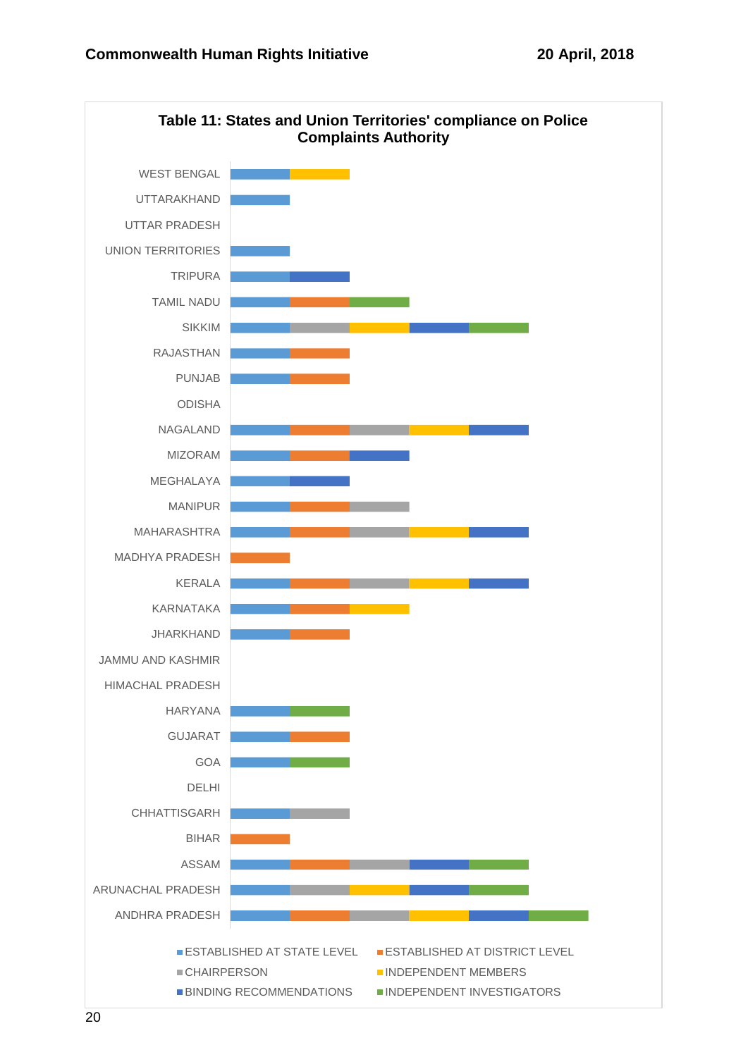**Table 11: States and Union Territories' compliance on Police Complaints Authority**

| State / UT | Established at State Level | Established at District Level | Chairperson | Independent Members | Binding Recommendations | Independent Investigators |
|---|---|---|---|---|---|---|
| WEST BENGAL | ✓ | | | ✓ | | |
| UTTARAKHAND | ✓ | | | | | |
| UTTAR PRADESH | | | | | | |
| UNION TERRITORIES | ✓ | | | | | |
| TRIPURA | ✓ | | | | ✓ | |
| TAMIL NADU | ✓ | ✓ | | | | ✓ |
| SIKKIM | ✓ | | ✓ | ✓ | ✓ | ✓ |
| RAJASTHAN | ✓ | ✓ | | | | |
| PUNJAB | ✓ | ✓ | | | | |
| ODISHA | | | | | | |
| NAGALAND | ✓ | ✓ | ✓ | ✓ | ✓ | |
| MIZORAM | ✓ | ✓ | | | ✓ | |
| MEGHALAYA | ✓ | | | | ✓ | |
| MANIPUR | ✓ | ✓ | ✓ | | | |
| MAHARASHTRA | ✓ | ✓ | ✓ | ✓ | ✓ | |
| MADHYA PRADESH | | ✓ | | | | |
| KERALA | ✓ | ✓ | ✓ | ✓ | ✓ | |
| KARNATAKA | ✓ | ✓ | | ✓ | | |
| JHARKHAND | ✓ | ✓ | | | | |
| JAMMU AND KASHMIR | | | | | | |
| HIMACHAL PRADESH | | | | | | |
| HARYANA | ✓ | | | | | ✓ |
| GUJARAT | ✓ | ✓ | | | | |
| GOA | ✓ | | | | | ✓ |
| DELHI | | | | | | |
| CHHATTISGARH | ✓ | | ✓ | | | |
| BIHAR | | ✓ | | | | |
| ASSAM | ✓ | ✓ | ✓ | | ✓ | ✓ |
| ARUNACHAL PRADESH | ✓ | | ✓ | ✓ | ✓ | ✓ |
| ANDHRA PRADESH | ✓ | ✓ | ✓ | ✓ | ✓ | ✓ |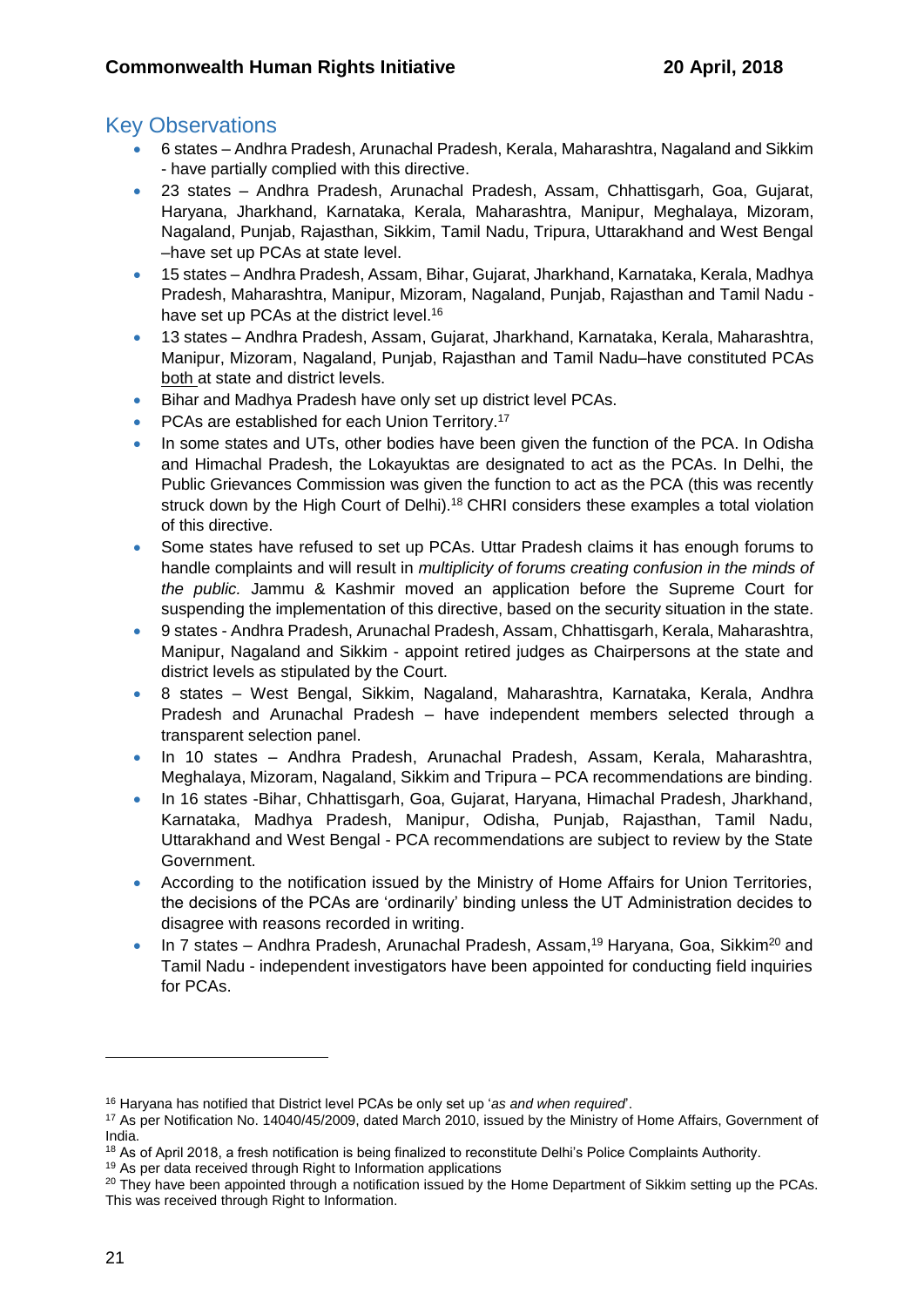## Key Observations

- 6 states – Andhra Pradesh, Arunachal Pradesh, Kerala, Maharashtra, Nagaland and Sikkim - have partially complied with this directive.
- 23 states – Andhra Pradesh, Arunachal Pradesh, Assam, Chhattisgarh, Goa, Gujarat, Haryana, Jharkhand, Karnataka, Kerala, Maharashtra, Manipur, Meghalaya, Mizoram, Nagaland, Punjab, Rajasthan, Sikkim, Tamil Nadu, Tripura, Uttarakhand and West Bengal –have set up PCAs at state level.
- 15 states – Andhra Pradesh, Assam, Bihar, Gujarat, Jharkhand, Karnataka, Kerala, Madhya Pradesh, Maharashtra, Manipur, Mizoram, Nagaland, Punjab, Rajasthan and Tamil Nadu - have set up PCAs at the district level.[16]
- 13 states – Andhra Pradesh, Assam, Gujarat, Jharkhand, Karnataka, Kerala, Maharashtra, Manipur, Mizoram, Nagaland, Punjab, Rajasthan and Tamil Nadu–have constituted PCAs both at state and district levels.
- Bihar and Madhya Pradesh have only set up district level PCAs.
- PCAs are established for each Union Territory.[17]
- In some states and UTs, other bodies have been given the function of the PCA. In Odisha and Himachal Pradesh, the Lokayuktas are designated to act as the PCAs. In Delhi, the Public Grievances Commission was given the function to act as the PCA (this was recently struck down by the High Court of Delhi).[18] CHRI considers these examples a total violation of this directive.
- Some states have refused to set up PCAs. Uttar Pradesh claims it has enough forums to handle complaints and will result in *multiplicity of forums creating confusion in the minds of the public.* Jammu & Kashmir moved an application before the Supreme Court for suspending the implementation of this directive, based on the security situation in the state.
- 9 states - Andhra Pradesh, Arunachal Pradesh, Assam, Chhattisgarh, Kerala, Maharashtra, Manipur, Nagaland and Sikkim - appoint retired judges as Chairpersons at the state and district levels as stipulated by the Court.
- 8 states – West Bengal, Sikkim, Nagaland, Maharashtra, Karnataka, Kerala, Andhra Pradesh and Arunachal Pradesh – have independent members selected through a transparent selection panel.
- In 10 states – Andhra Pradesh, Arunachal Pradesh, Assam, Kerala, Maharashtra, Meghalaya, Mizoram, Nagaland, Sikkim and Tripura – PCA recommendations are binding.
- In 16 states -Bihar, Chhattisgarh, Goa, Gujarat, Haryana, Himachal Pradesh, Jharkhand, Karnataka, Madhya Pradesh, Manipur, Odisha, Punjab, Rajasthan, Tamil Nadu, Uttarakhand and West Bengal - PCA recommendations are subject to review by the State Government.
- According to the notification issued by the Ministry of Home Affairs for Union Territories, the decisions of the PCAs are 'ordinarily' binding unless the UT Administration decides to disagree with reasons recorded in writing.
- In 7 states – Andhra Pradesh, Arunachal Pradesh, Assam,[19] Haryana, Goa, Sikkim[20] and Tamil Nadu - independent investigators have been appointed for conducting field inquiries for PCAs.

---

[16] Haryana has notified that District level PCAs be only set up '*as and when required*'.

[17] As per Notification No. 14040/45/2009, dated March 2010, issued by the Ministry of Home Affairs, Government of India.

[18] As of April 2018, a fresh notification is being finalized to reconstitute Delhi's Police Complaints Authority.

[19] As per data received through Right to Information applications

[20] They have been appointed through a notification issued by the Home Department of Sikkim setting up the PCAs. This was received through Right to Information.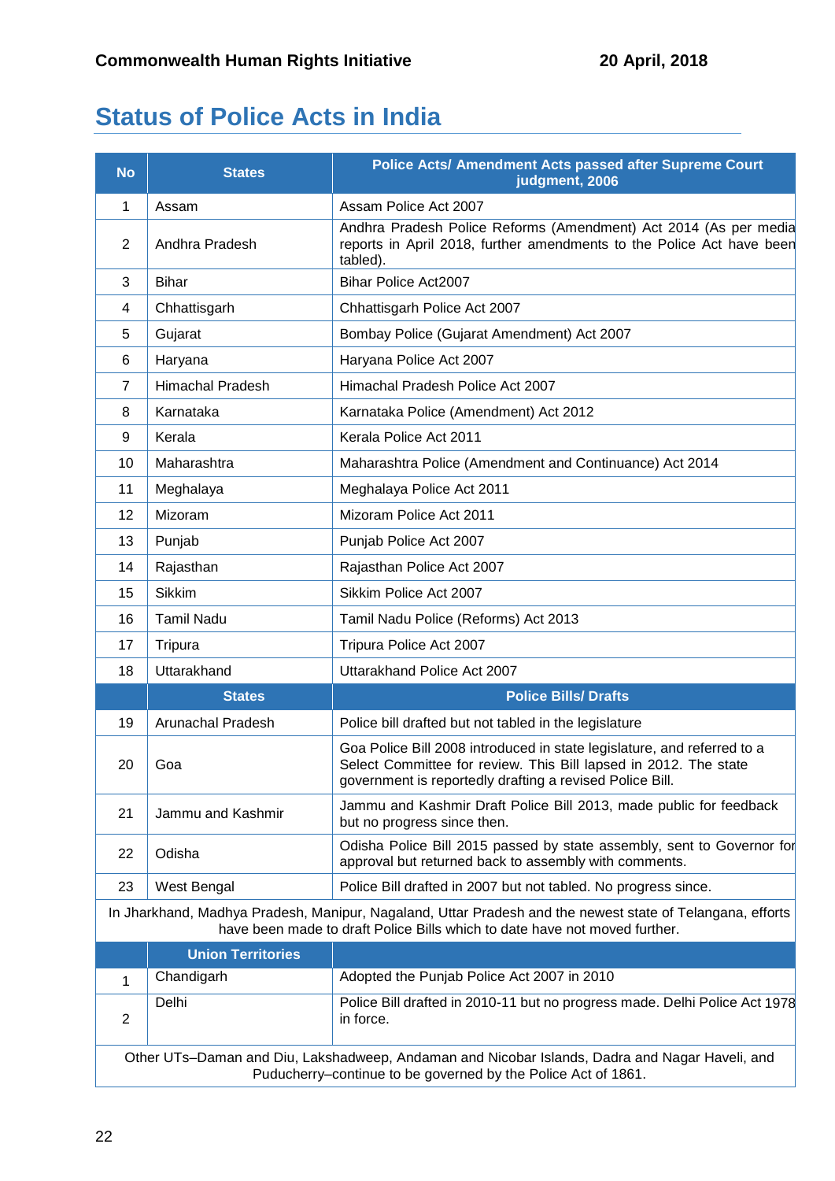Commonwealth Human Rights Initiative

20 April, 2018

# Status of Police Acts in India

| No | States | Police Acts/ Amendment Acts passed after Supreme Court judgment, 2006 |
|---|---|---|
| 1 | Assam | Assam Police Act 2007 |
| 2 | Andhra Pradesh | Andhra Pradesh Police Reforms (Amendment) Act 2014 (As per media reports in April 2018, further amendments to the Police Act have been tabled). |
| 3 | Bihar | Bihar Police Act2007 |
| 4 | Chhattisgarh | Chhattisgarh Police Act 2007 |
| 5 | Gujarat | Bombay Police (Gujarat Amendment) Act 2007 |
| 6 | Haryana | Haryana Police Act 2007 |
| 7 | Himachal Pradesh | Himachal Pradesh Police Act 2007 |
| 8 | Karnataka | Karnataka Police (Amendment) Act 2012 |
| 9 | Kerala | Kerala Police Act 2011 |
| 10 | Maharashtra | Maharashtra Police (Amendment and Continuance) Act 2014 |
| 11 | Meghalaya | Meghalaya Police Act 2011 |
| 12 | Mizoram | Mizoram Police Act 2011 |
| 13 | Punjab | Punjab Police Act 2007 |
| 14 | Rajasthan | Rajasthan Police Act 2007 |
| 15 | Sikkim | Sikkim Police Act 2007 |
| 16 | Tamil Nadu | Tamil Nadu Police (Reforms) Act 2013 |
| 17 | Tripura | Tripura Police Act 2007 |
| 18 | Uttarakhand | Uttarakhand Police Act 2007 |
| | **States** | **Police Bills/ Drafts** |
| 19 | Arunachal Pradesh | Police bill drafted but not tabled in the legislature |
| 20 | Goa | Goa Police Bill 2008 introduced in state legislature, and referred to a Select Committee for review. This Bill lapsed in 2012. The state government is reportedly drafting a revised Police Bill. |
| 21 | Jammu and Kashmir | Jammu and Kashmir Draft Police Bill 2013, made public for feedback but no progress since then. |
| 22 | Odisha | Odisha Police Bill 2015 passed by state assembly, sent to Governor for approval but returned back to assembly with comments. |
| 23 | West Bengal | Police Bill drafted in 2007 but not tabled. No progress since. |
| | In Jharkhand, Madhya Pradesh, Manipur, Nagaland, Uttar Pradesh and the newest state of Telangana, efforts have been made to draft Police Bills which to date have not moved further. | |
| | **Union Territories** | |
| 1 | Chandigarh | Adopted the Punjab Police Act 2007 in 2010 |
| 2 | Delhi | Police Bill drafted in 2010-11 but no progress made. Delhi Police Act 1978 in force. |
| | Other UTs–Daman and Diu, Lakshadweep, Andaman and Nicobar Islands, Dadra and Nagar Haveli, and Puducherry–continue to be governed by the Police Act of 1861. | |